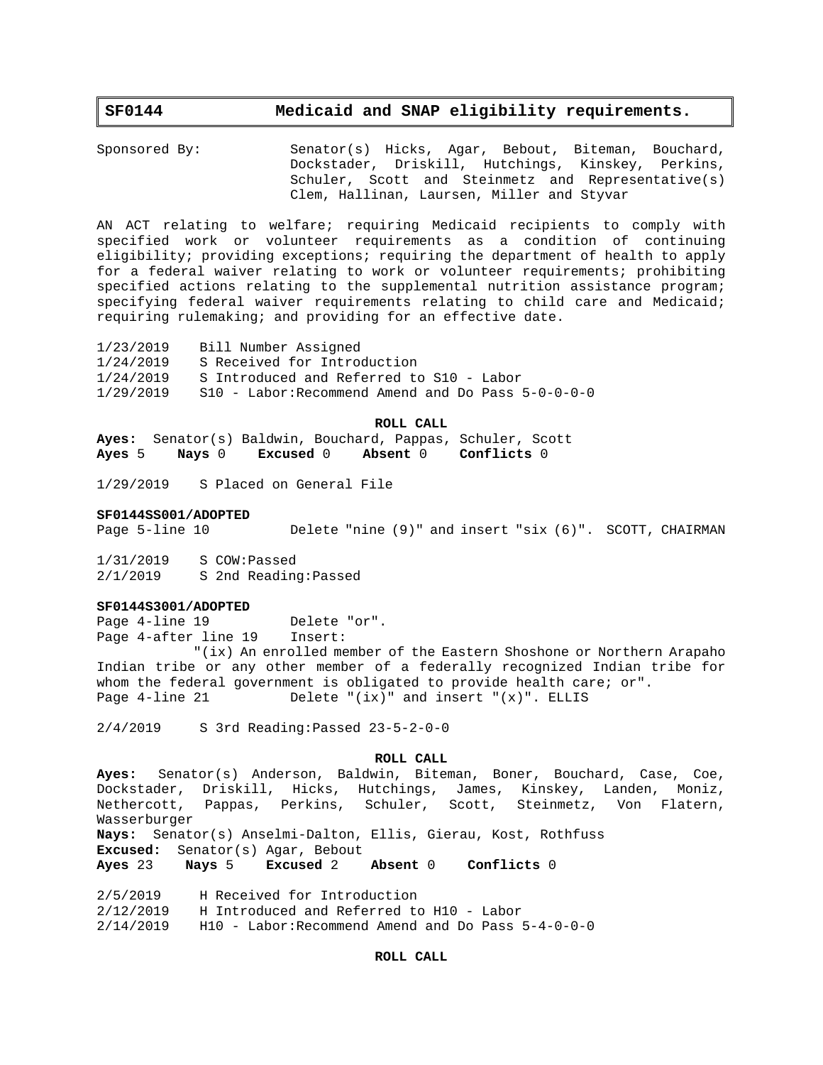# SF0144 Medicaid and SNAP eligibility requirements.

Sponsored By: Senator(s) Hicks, Agar, Bebout, Biteman, Bouchard, Dockstader, Driskill, Hutchings, Kinskey, Perkins, Schuler, Scott and Steinmetz and Representative(s) Clem, Hallinan, Laursen, Miller and Styvar

AN ACT relating to welfare; requiring Medicaid recipients to comply with specified work or volunteer requirements as a condition of continuing eligibility; providing exceptions; requiring the department of health to apply for a federal waiver relating to work or volunteer requirements; prohibiting specified actions relating to the supplemental nutrition assistance program; specifying federal waiver requirements relating to child care and Medicaid; requiring rulemaking; and providing for an effective date.

1/23/2019 Bill Number Assigned
1/24/2019 S Received for Introduction
1/24/2019 S Introduced and Referred to S10 - Labor
1/29/2019 S10 - Labor:Recommend Amend and Do Pass 5-0-0-0-0

**ROLL CALL**

**Ayes:** Senator(s) Baldwin, Bouchard, Pappas, Schuler, Scott
**Ayes** 5 **Nays** 0 **Excused** 0 **Absent** 0 **Conflicts** 0

1/29/2019 S Placed on General File

**SF0144SS001/ADOPTED**
Page 5-line 10 Delete "nine (9)" and insert "six (6)". SCOTT, CHAIRMAN

1/31/2019 S COW:Passed
2/1/2019 S 2nd Reading:Passed

**SF0144S3001/ADOPTED**
Page 4-line 19 Delete "or".
Page 4-after line 19 Insert:
"(ix) An enrolled member of the Eastern Shoshone or Northern Arapaho Indian tribe or any other member of a federally recognized Indian tribe for whom the federal government is obligated to provide health care; or".
Page 4-line 21 Delete "(ix)" and insert "(x)". ELLIS

2/4/2019 S 3rd Reading:Passed 23-5-2-0-0

**ROLL CALL**

**Ayes:** Senator(s) Anderson, Baldwin, Biteman, Boner, Bouchard, Case, Coe, Dockstader, Driskill, Hicks, Hutchings, James, Kinskey, Landen, Moniz, Nethercott, Pappas, Perkins, Schuler, Scott, Steinmetz, Von Flatern, Wasserburger
**Nays:** Senator(s) Anselmi-Dalton, Ellis, Gierau, Kost, Rothfuss
**Excused:** Senator(s) Agar, Bebout
**Ayes** 23 **Nays** 5 **Excused** 2 **Absent** 0 **Conflicts** 0

2/5/2019 H Received for Introduction
2/12/2019 H Introduced and Referred to H10 - Labor
2/14/2019 H10 - Labor:Recommend Amend and Do Pass 5-4-0-0-0

**ROLL CALL**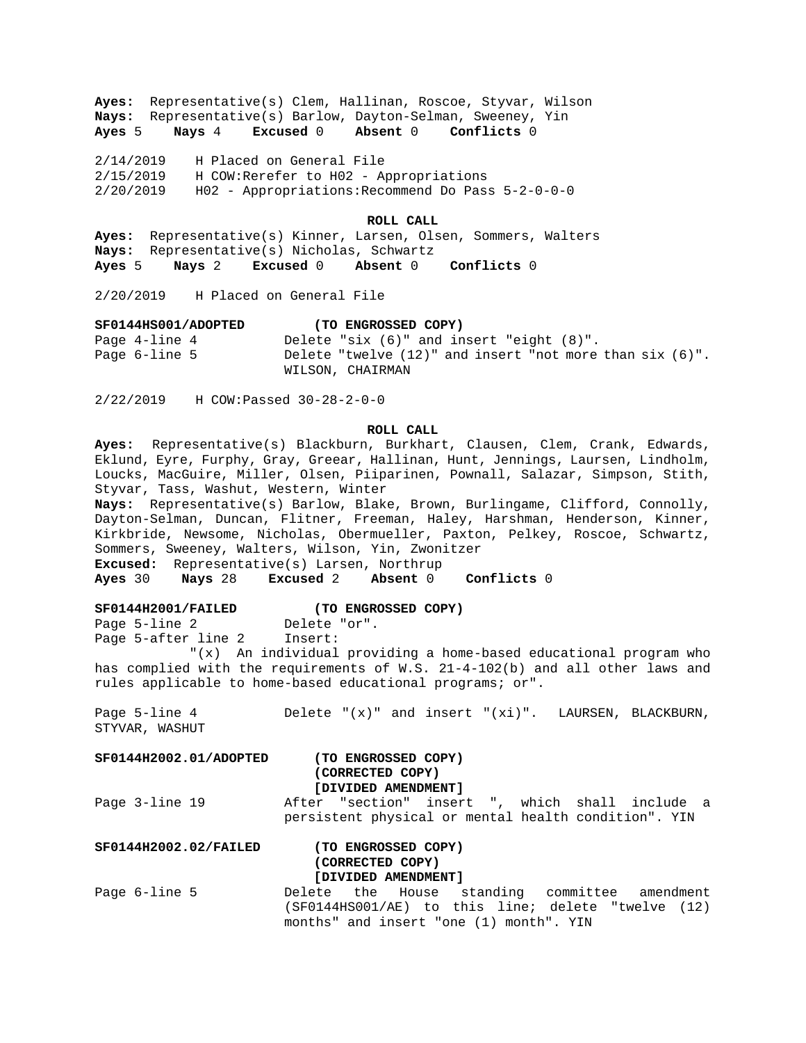**Ayes:** Representative(s) Clem, Hallinan, Roscoe, Styvar, Wilson
**Nays:** Representative(s) Barlow, Dayton-Selman, Sweeney, Yin
**Ayes** 5 **Nays** 4 **Excused** 0 **Absent** 0 **Conflicts** 0

2/14/2019 H Placed on General File
2/15/2019 H COW:Rerefer to H02 - Appropriations
2/20/2019 H02 - Appropriations:Recommend Do Pass 5-2-0-0-0

**ROLL CALL**

**Ayes:** Representative(s) Kinner, Larsen, Olsen, Sommers, Walters
**Nays:** Representative(s) Nicholas, Schwartz
**Ayes** 5 **Nays** 2 **Excused** 0 **Absent** 0 **Conflicts** 0

2/20/2019 H Placed on General File

**SF0144HS001/ADOPTED** **(TO ENGROSSED COPY)**

Page 4-line 4 Delete "six (6)" and insert "eight (8)".
Page 6-line 5 Delete "twelve (12)" and insert "not more than six (6)". WILSON, CHAIRMAN

2/22/2019 H COW:Passed 30-28-2-0-0

**ROLL CALL**

**Ayes:** Representative(s) Blackburn, Burkhart, Clausen, Clem, Crank, Edwards, Eklund, Eyre, Furphy, Gray, Greear, Hallinan, Hunt, Jennings, Laursen, Lindholm, Loucks, MacGuire, Miller, Olsen, Piiparinen, Pownall, Salazar, Simpson, Stith, Styvar, Tass, Washut, Western, Winter
**Nays:** Representative(s) Barlow, Blake, Brown, Burlingame, Clifford, Connolly, Dayton-Selman, Duncan, Flitner, Freeman, Haley, Harshman, Henderson, Kinner, Kirkbride, Newsome, Nicholas, Obermueller, Paxton, Pelkey, Roscoe, Schwartz, Sommers, Sweeney, Walters, Wilson, Yin, Zwonitzer
**Excused:** Representative(s) Larsen, Northrup
**Ayes** 30 **Nays** 28 **Excused** 2 **Absent** 0 **Conflicts** 0

**SF0144H2001/FAILED** **(TO ENGROSSED COPY)**

Page 5-line 2 Delete "or".
Page 5-after line 2 Insert:
"(x) An individual providing a home-based educational program who has complied with the requirements of W.S. 21-4-102(b) and all other laws and rules applicable to home-based educational programs; or".

Page 5-line 4 Delete "(x)" and insert "(xi)". LAURSEN, BLACKBURN, STYVAR, WASHUT

**SF0144H2002.01/ADOPTED** **(TO ENGROSSED COPY)**
**(CORRECTED COPY)**
**[DIVIDED AMENDMENT]**

Page 3-line 19 After "section" insert ", which shall include a persistent physical or mental health condition". YIN

**SF0144H2002.02/FAILED** **(TO ENGROSSED COPY)**
**(CORRECTED COPY)**
**[DIVIDED AMENDMENT]**

Page 6-line 5 Delete the House standing committee amendment (SF0144HS001/AE) to this line; delete "twelve (12) months" and insert "one (1) month". YIN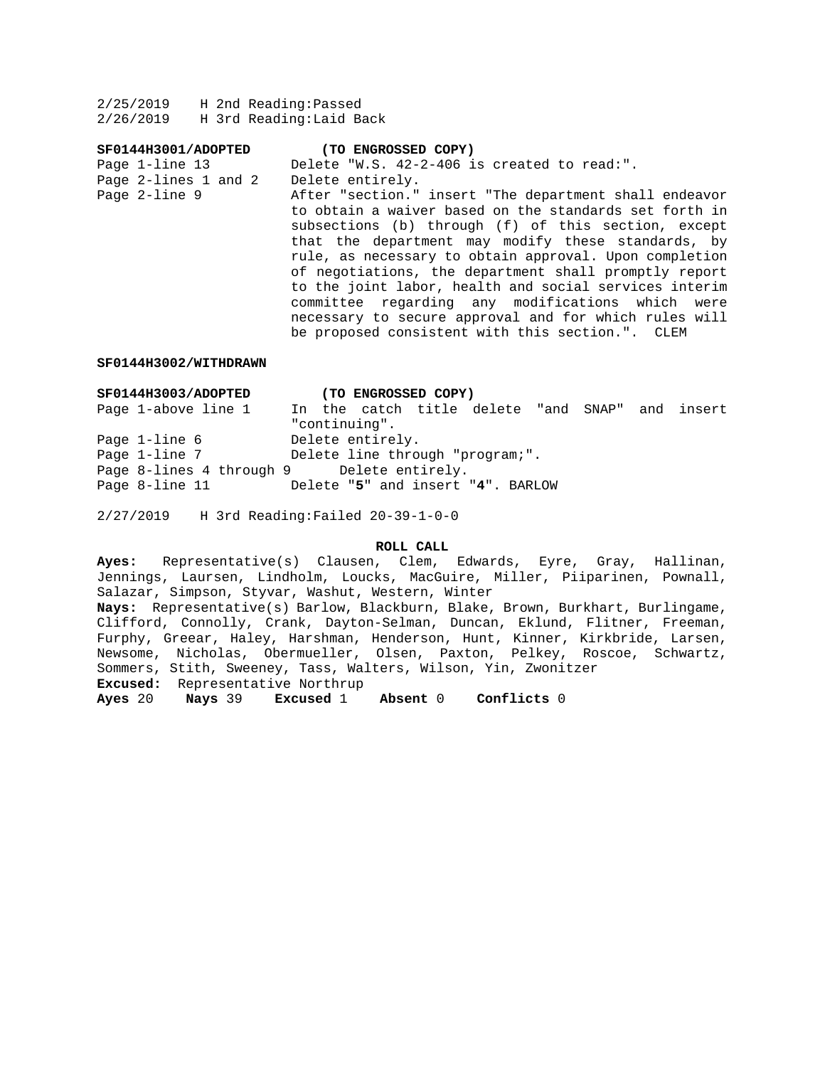2/25/2019 H 2nd Reading:Passed
2/26/2019 H 3rd Reading:Laid Back

**SF0144H3001/ADOPTED** **(TO ENGROSSED COPY)**

| | |
|---|---|
| Page 1-line 13 | Delete "W.S. 42-2-406 is created to read:". |
| Page 2-lines 1 and 2 | Delete entirely. |
| Page 2-line 9 | After "section." insert "The department shall endeavor to obtain a waiver based on the standards set forth in subsections (b) through (f) of this section, except that the department may modify these standards, by rule, as necessary to obtain approval. Upon completion of negotiations, the department shall promptly report to the joint labor, health and social services interim committee regarding any modifications which were necessary to secure approval and for which rules will be proposed consistent with this section.". CLEM |

**SF0144H3002/WITHDRAWN**

**SF0144H3003/ADOPTED** **(TO ENGROSSED COPY)**

| | |
|---|---|
| Page 1-above line 1 | In the catch title delete "and SNAP" and insert "continuing". |
| Page 1-line 6 | Delete entirely. |
| Page 1-line 7 | Delete line through "program;". |
| Page 8-lines 4 through 9 | Delete entirely. |
| Page 8-line 11 | Delete "**5**" and insert "**4**". BARLOW |

2/27/2019 H 3rd Reading:Failed 20-39-1-0-0

**ROLL CALL**

**Ayes:** Representative(s) Clausen, Clem, Edwards, Eyre, Gray, Hallinan, Jennings, Laursen, Lindholm, Loucks, MacGuire, Miller, Piiparinen, Pownall, Salazar, Simpson, Styvar, Washut, Western, Winter

**Nays:** Representative(s) Barlow, Blackburn, Blake, Brown, Burkhart, Burlingame, Clifford, Connolly, Crank, Dayton-Selman, Duncan, Eklund, Flitner, Freeman, Furphy, Greear, Haley, Harshman, Henderson, Hunt, Kinner, Kirkbride, Larsen, Newsome, Nicholas, Obermueller, Olsen, Paxton, Pelkey, Roscoe, Schwartz, Sommers, Stith, Sweeney, Tass, Walters, Wilson, Yin, Zwonitzer

**Excused:** Representative Northrup

**Ayes** 20 **Nays** 39 **Excused** 1 **Absent** 0 **Conflicts** 0